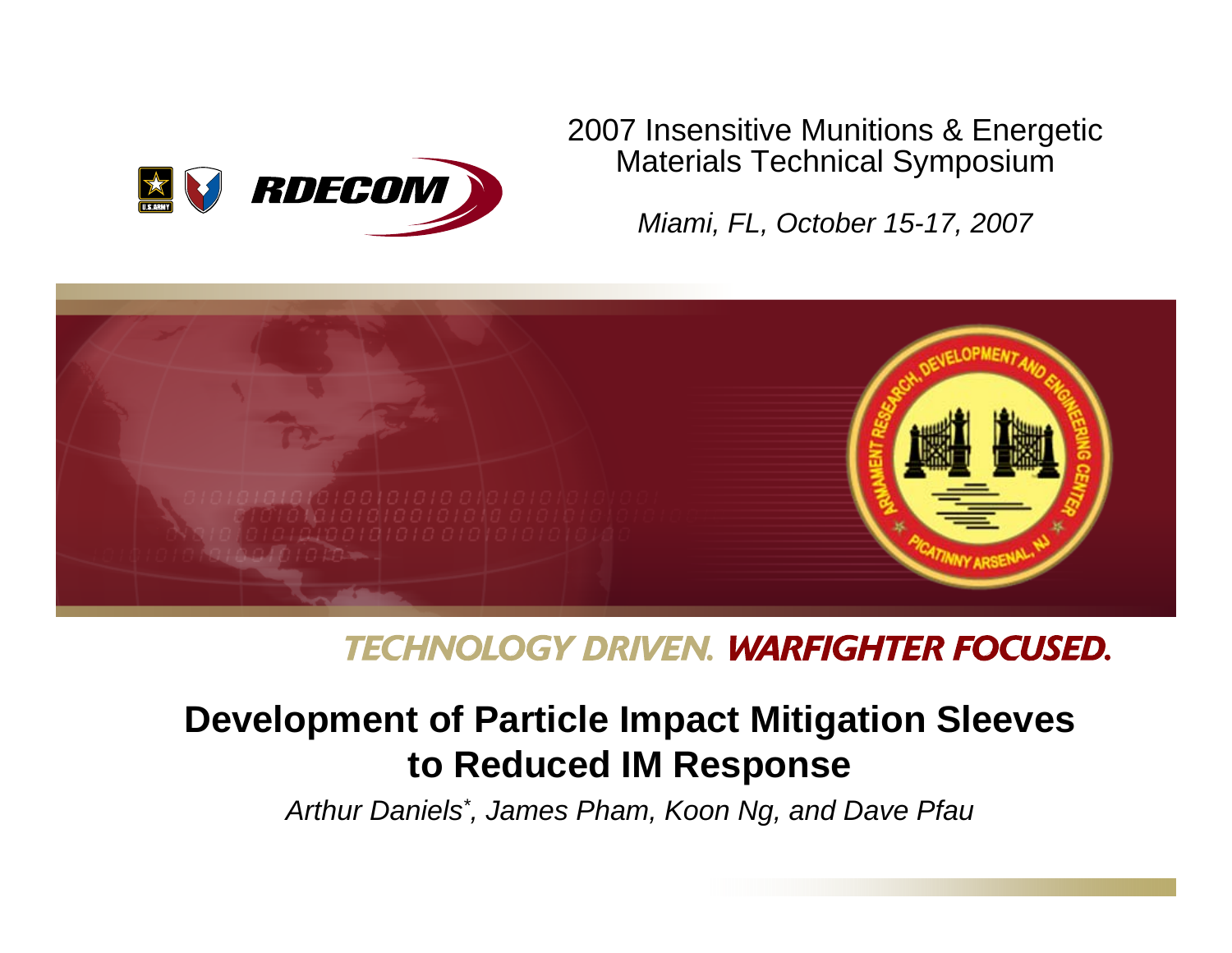RDECOM

2007 Insensitive Munitions & Energetic Materials Technical Symposium

*Miami, FL, October 15-17, 2007*

ARMAMENT RESEARCH, DEVELOPMENT AND ENGINEERING CENTER
PICATINNY ARSENAL, NJ

TECHNOLOGY DRIVEN. WARFIGHTER FOCUSED.

# Development of Particle Impact Mitigation Sleeves to Reduced IM Response

*Arthur Daniels*, James Pham, Koon Ng, and Dave Pfau*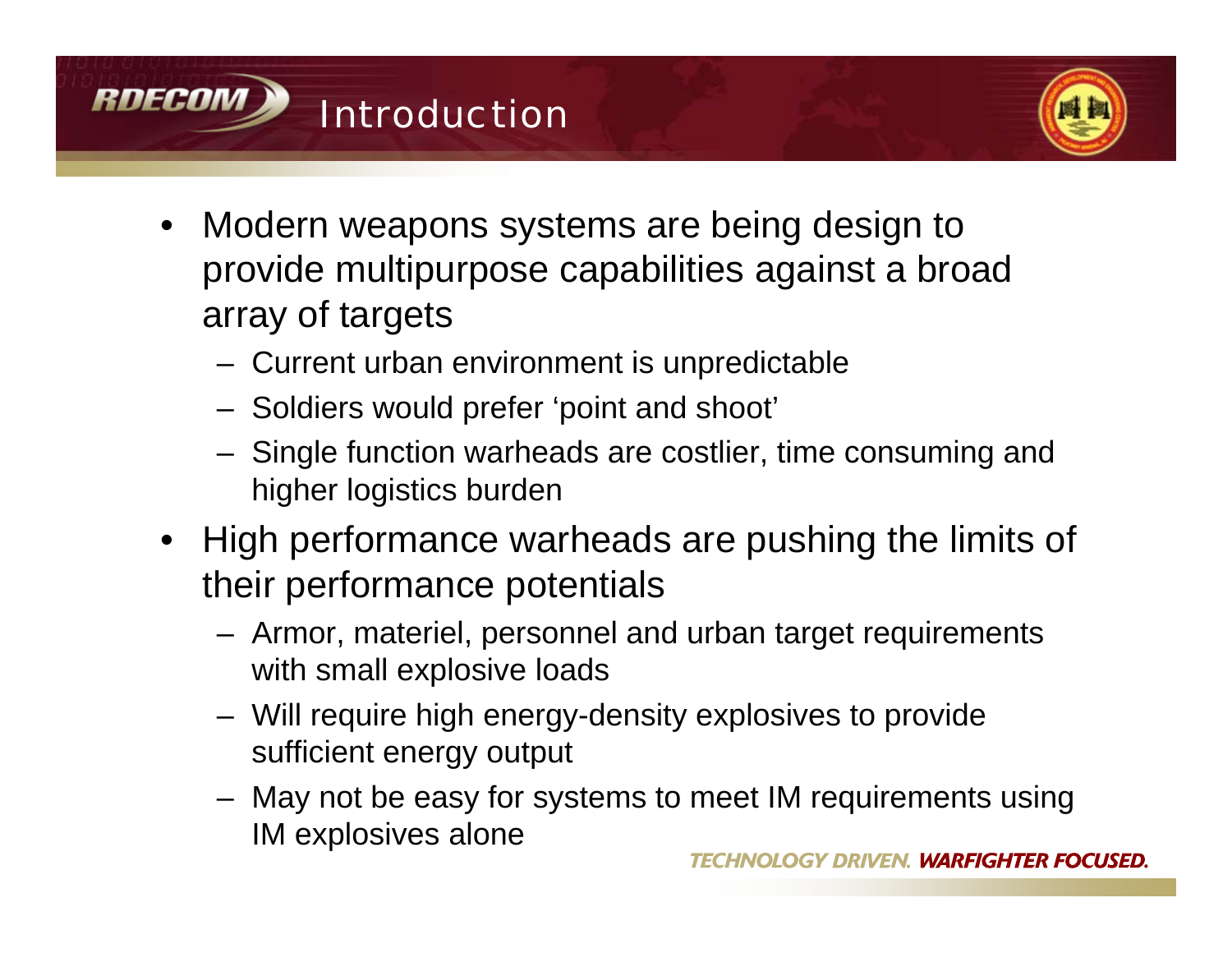# Introduction

- Modern weapons systems are being design to provide multipurpose capabilities against a broad array of targets
  - Current urban environment is unpredictable
  - Soldiers would prefer 'point and shoot'
  - Single function warheads are costlier, time consuming and higher logistics burden
- High performance warheads are pushing the limits of their performance potentials
  - Armor, materiel, personnel and urban target requirements with small explosive loads
  - Will require high energy-density explosives to provide sufficient energy output
  - May not be easy for systems to meet IM requirements using IM explosives alone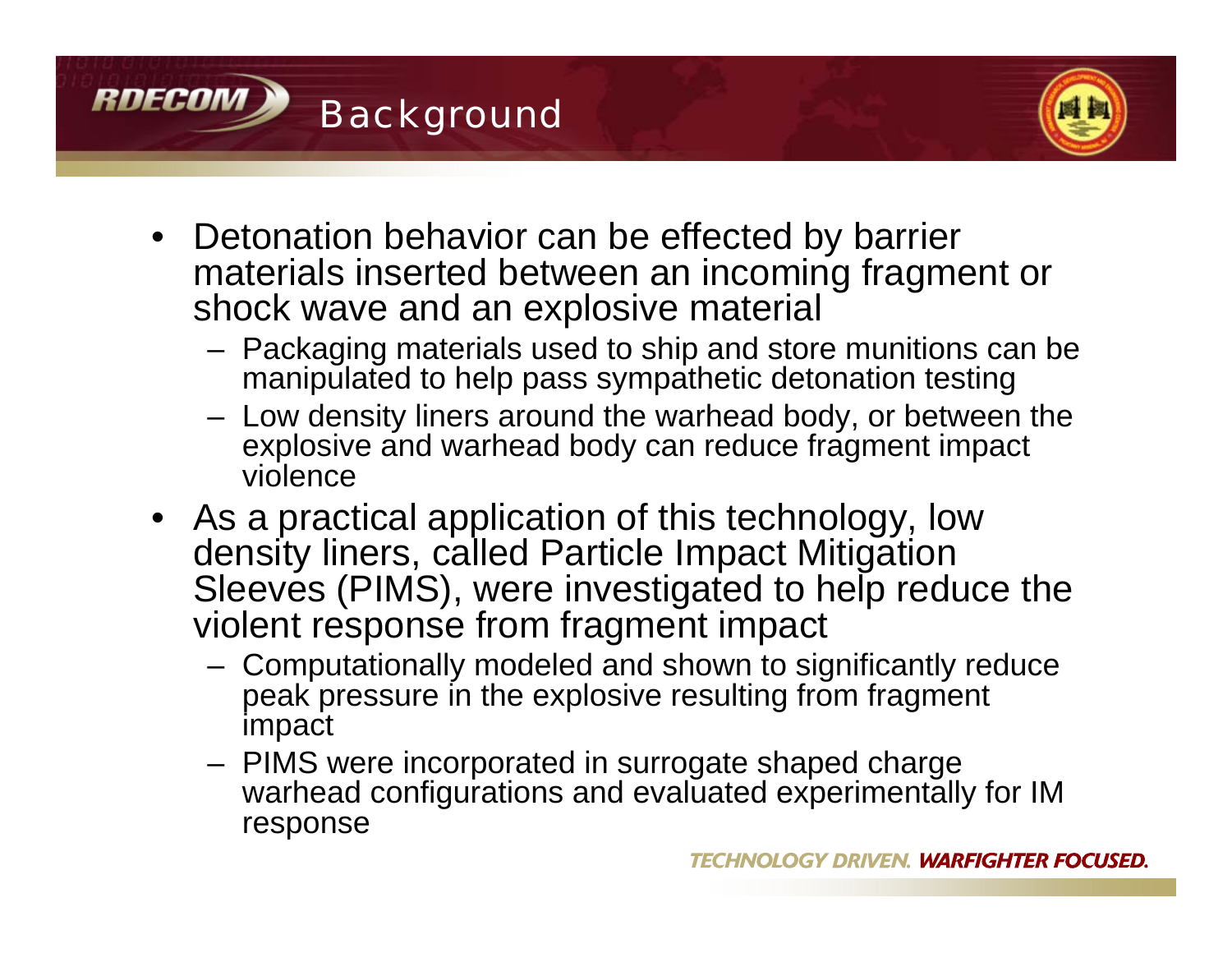# Background

- Detonation behavior can be effected by barrier materials inserted between an incoming fragment or shock wave and an explosive material
  - Packaging materials used to ship and store munitions can be manipulated to help pass sympathetic detonation testing
  - Low density liners around the warhead body, or between the explosive and warhead body can reduce fragment impact violence
- As a practical application of this technology, low density liners, called Particle Impact Mitigation Sleeves (PIMS), were investigated to help reduce the violent response from fragment impact
  - Computationally modeled and shown to significantly reduce peak pressure in the explosive resulting from fragment impact
  - PIMS were incorporated in surrogate shaped charge warhead configurations and evaluated experimentally for IM response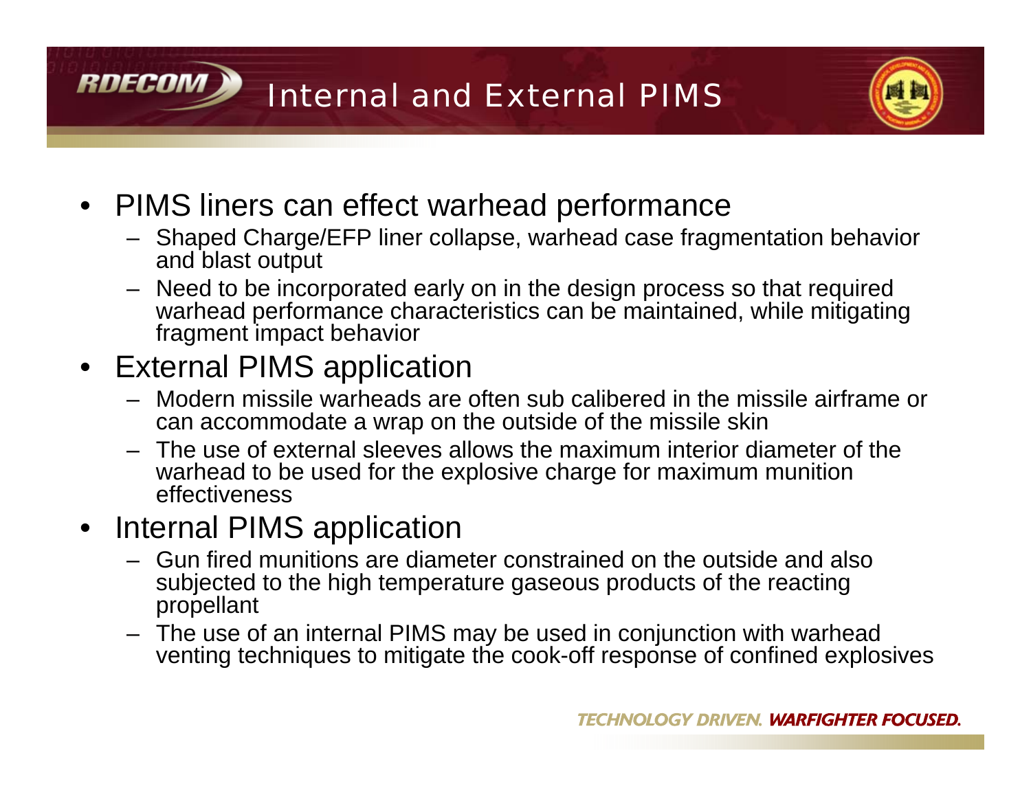# Internal and External PIMS

- PIMS liners can effect warhead performance
  - Shaped Charge/EFP liner collapse, warhead case fragmentation behavior and blast output
  - Need to be incorporated early on in the design process so that required warhead performance characteristics can be maintained, while mitigating fragment impact behavior
- External PIMS application
  - Modern missile warheads are often sub calibered in the missile airframe or can accommodate a wrap on the outside of the missile skin
  - The use of external sleeves allows the maximum interior diameter of the warhead to be used for the explosive charge for maximum munition effectiveness
- Internal PIMS application
  - Gun fired munitions are diameter constrained on the outside and also subjected to the high temperature gaseous products of the reacting propellant
  - The use of an internal PIMS may be used in conjunction with warhead venting techniques to mitigate the cook-off response of confined explosives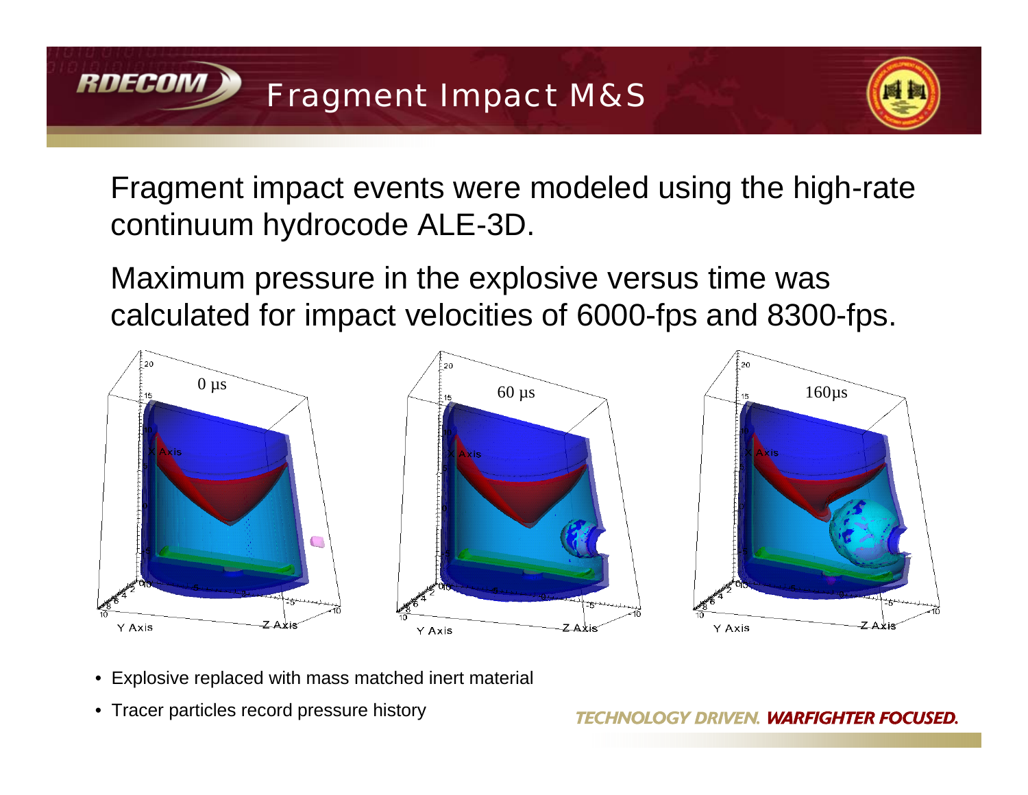# Fragment Impact M&S

Fragment impact events were modeled using the high-rate continuum hydrocode ALE-3D.

Maximum pressure in the explosive versus time was calculated for impact velocities of 6000-fps and 8300-fps.

0 µs

60 µs

160µs

- Explosive replaced with mass matched inert material
- Tracer particles record pressure history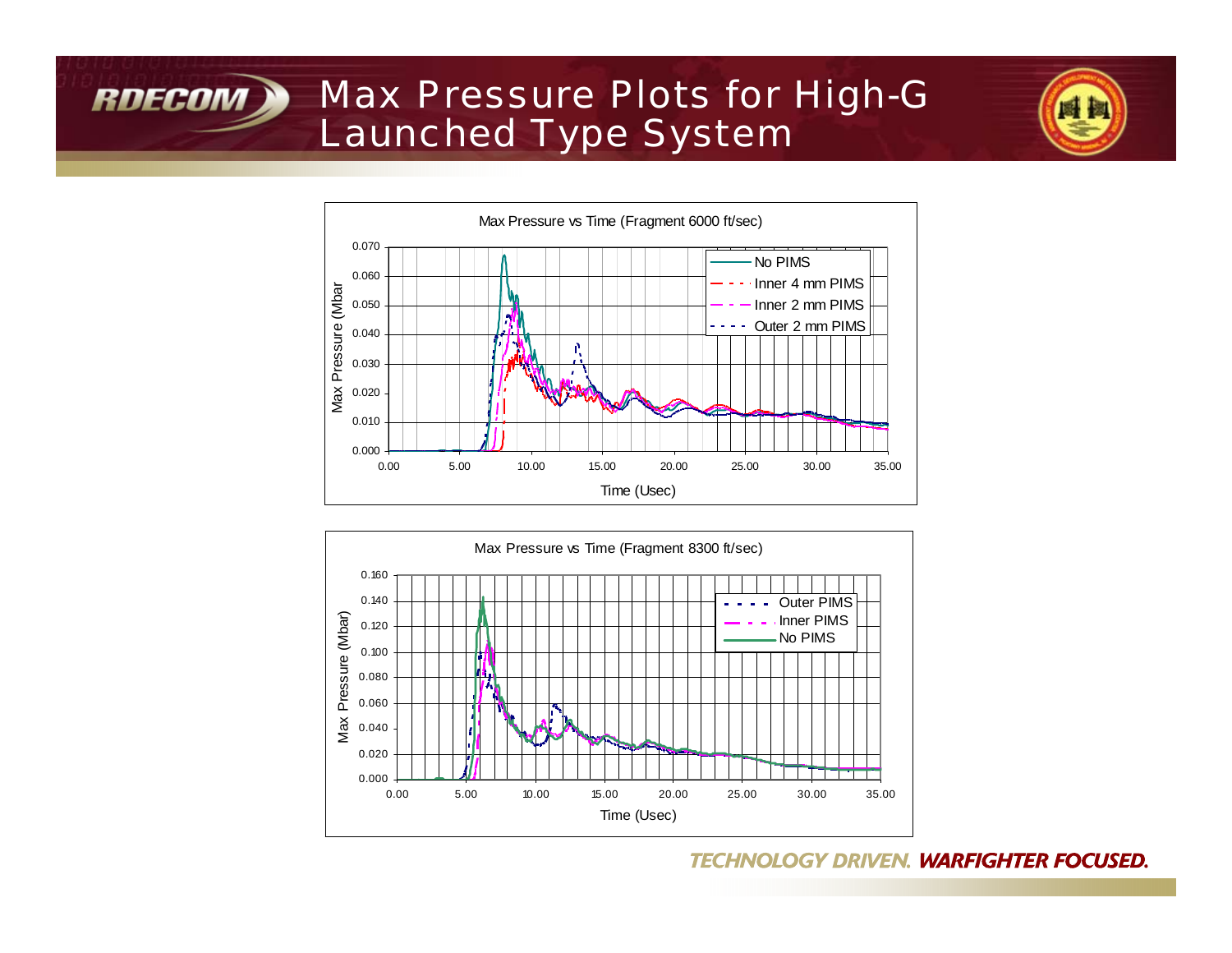# Max Pressure Plots for High-G Launched Type System

**Max Pressure vs Time (Fragment 6000 ft/sec)**

Max Pressure (Mbar) vs Time (Usec)

Legend: No PIMS; Inner 4 mm PIMS; Inner 2 mm PIMS; Outer 2 mm PIMS

**Max Pressure vs Time (Fragment 8300 ft/sec)**

Max Pressure (Mbar) vs Time (Usec)

Legend: Outer PIMS; Inner PIMS; No PIMS

TECHNOLOGY DRIVEN. **WARFIGHTER FOCUSED.**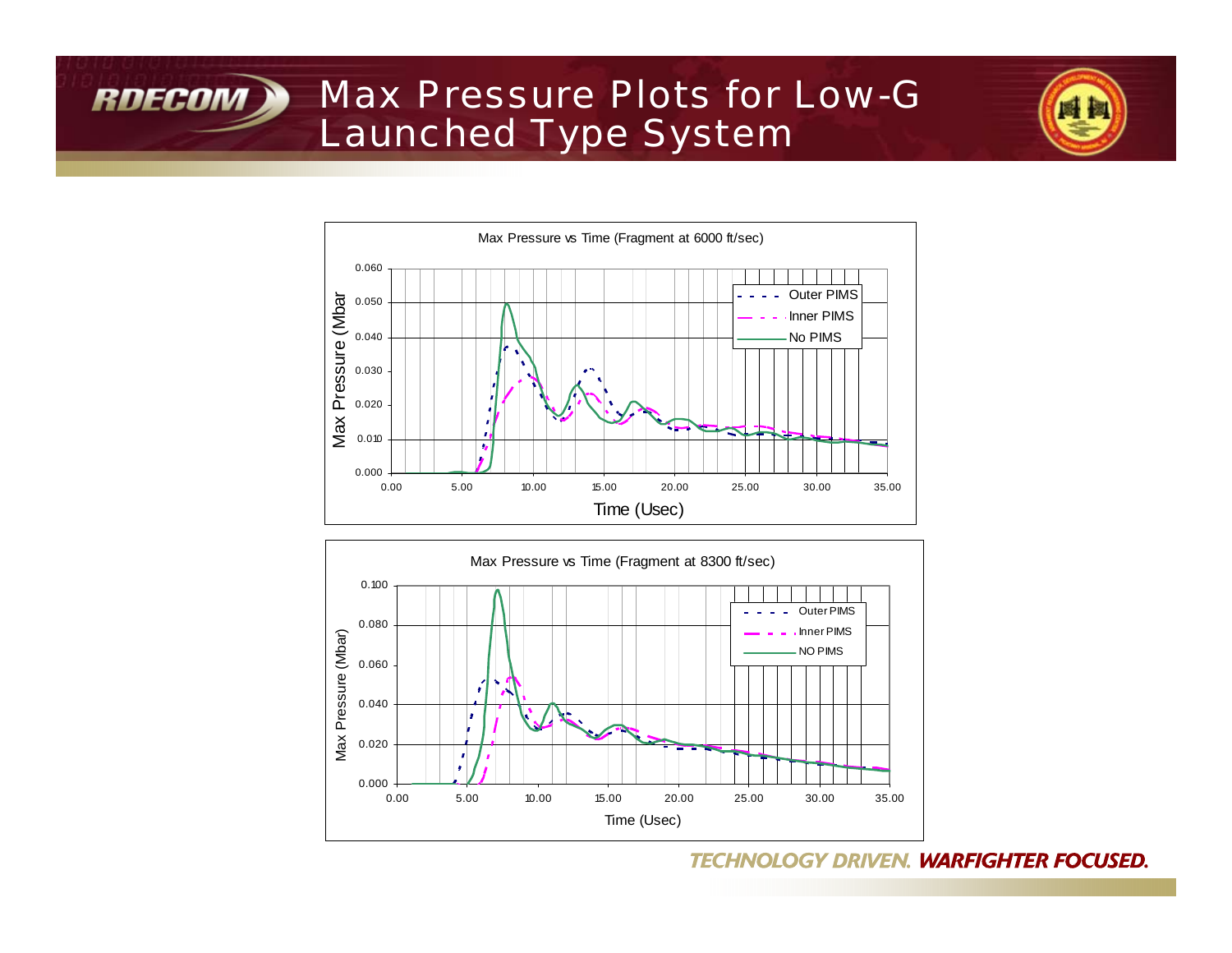# Max Pressure Plots for Low-G Launched Type System

**Max Pressure vs Time (Fragment at 6000 ft/sec)**

Max Pressure (Mbar) vs Time (Usec)

Legend: Outer PIMS, Inner PIMS, No PIMS

**Max Pressure vs Time (Fragment at 8300 ft/sec)**

Max Pressure (Mbar) vs Time (Usec)

Legend: Outer PIMS, Inner PIMS, NO PIMS

TECHNOLOGY DRIVEN. **WARFIGHTER FOCUSED.**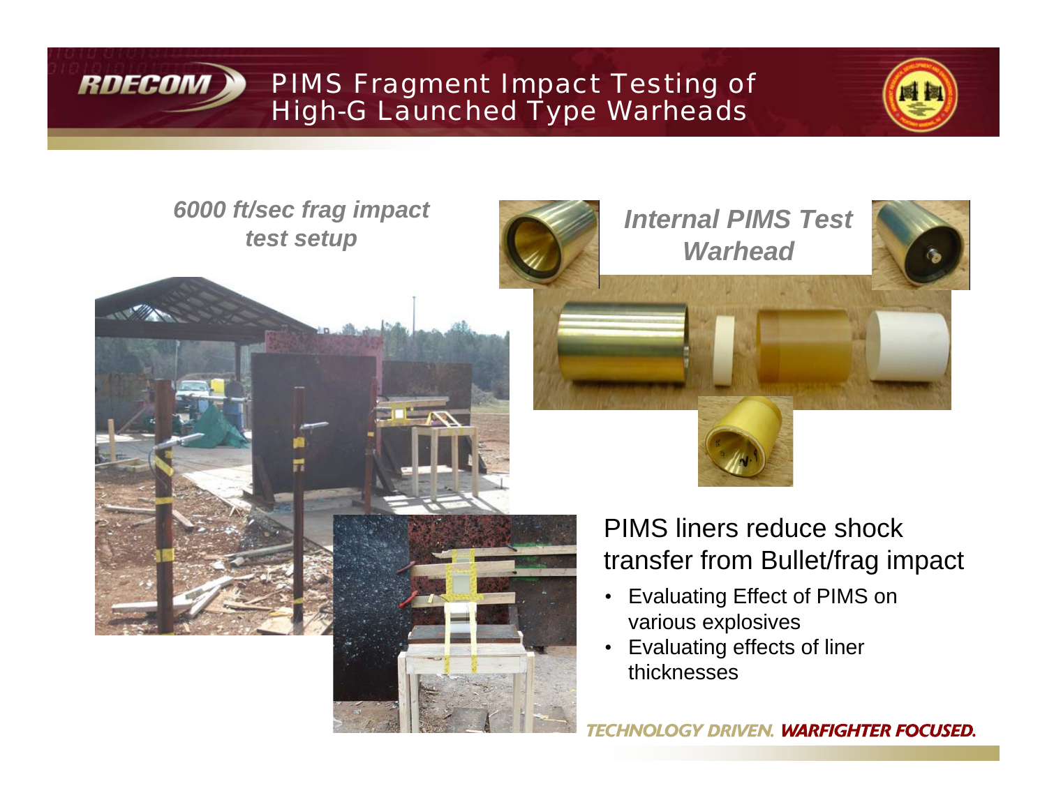# PIMS Fragment Impact Testing of High-G Launched Type Warheads

*6000 ft/sec frag impact test setup*

*Internal PIMS Test Warhead*

PIMS liners reduce shock transfer from Bullet/frag impact

- Evaluating Effect of PIMS on various explosives
- Evaluating effects of liner thicknesses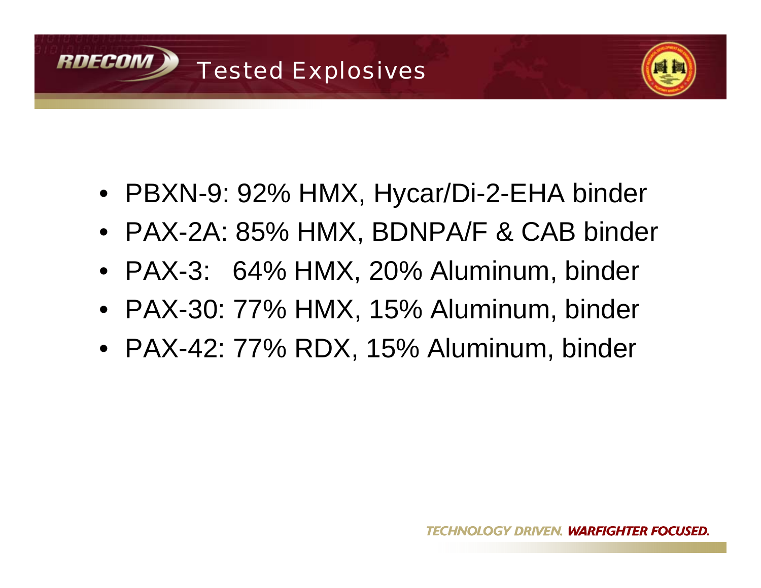# Tested Explosives

- PBXN-9: 92% HMX, Hycar/Di-2-EHA binder
- PAX-2A: 85% HMX, BDNPA/F & CAB binder
- PAX-3: 64% HMX, 20% Aluminum, binder
- PAX-30: 77% HMX, 15% Aluminum, binder
- PAX-42: 77% RDX, 15% Aluminum, binder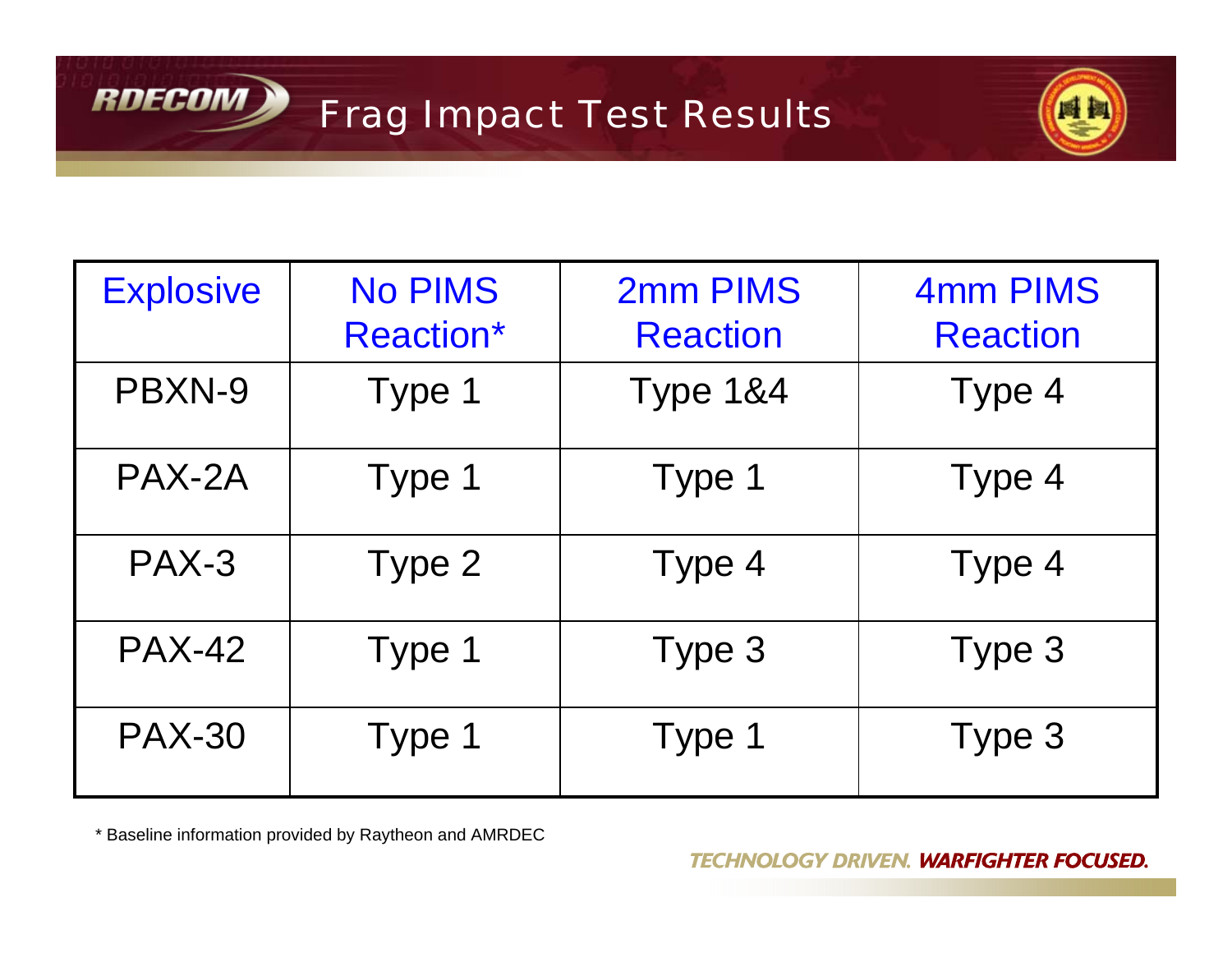# Frag Impact Test Results

| Explosive | No PIMS Reaction* | 2mm PIMS Reaction | 4mm PIMS Reaction |
|---|---|---|---|
| PBXN-9 | Type 1 | Type 1&4 | Type 4 |
| PAX-2A | Type 1 | Type 1 | Type 4 |
| PAX-3 | Type 2 | Type 4 | Type 4 |
| PAX-42 | Type 1 | Type 3 | Type 3 |
| PAX-30 | Type 1 | Type 1 | Type 3 |

* Baseline information provided by Raytheon and AMRDEC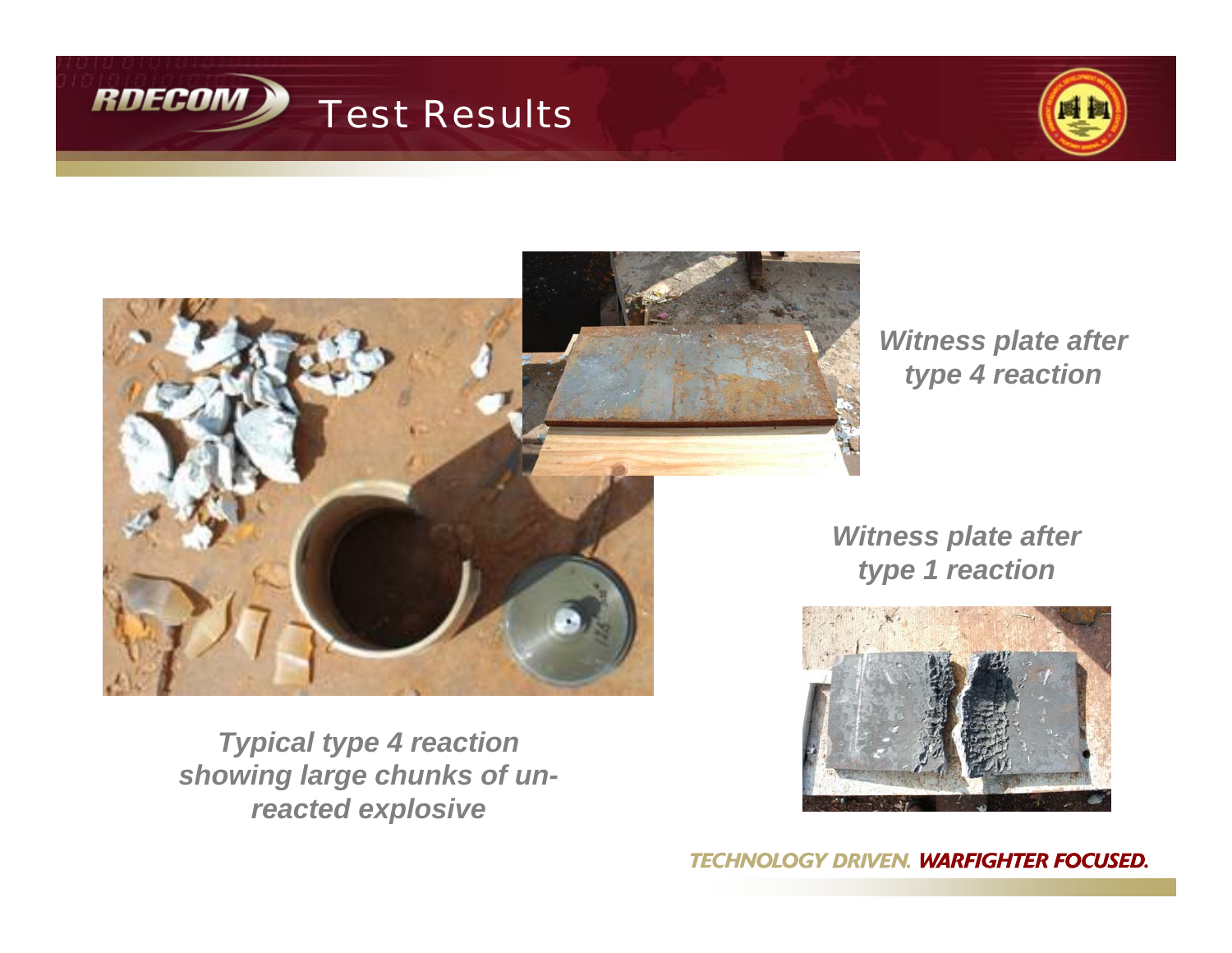# Test Results

*Witness plate after type 4 reaction*

*Witness plate after type 1 reaction*

*Typical type 4 reaction showing large chunks of un-reacted explosive*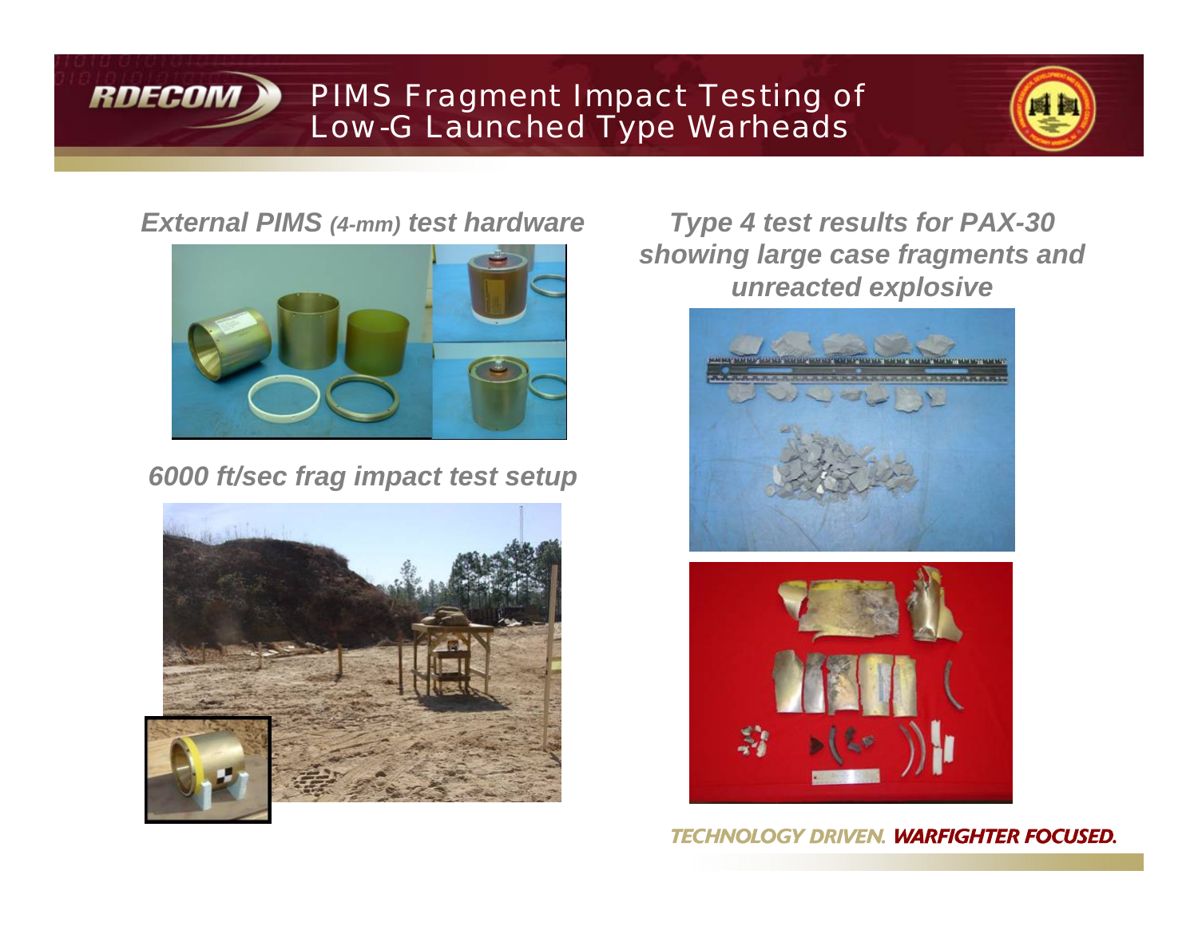# PIMS Fragment Impact Testing of Low-G Launched Type Warheads

***External PIMS (4-mm) test hardware***

***6000 ft/sec frag impact test setup***

***Type 4 test results for PAX-30 showing large case fragments and unreacted explosive***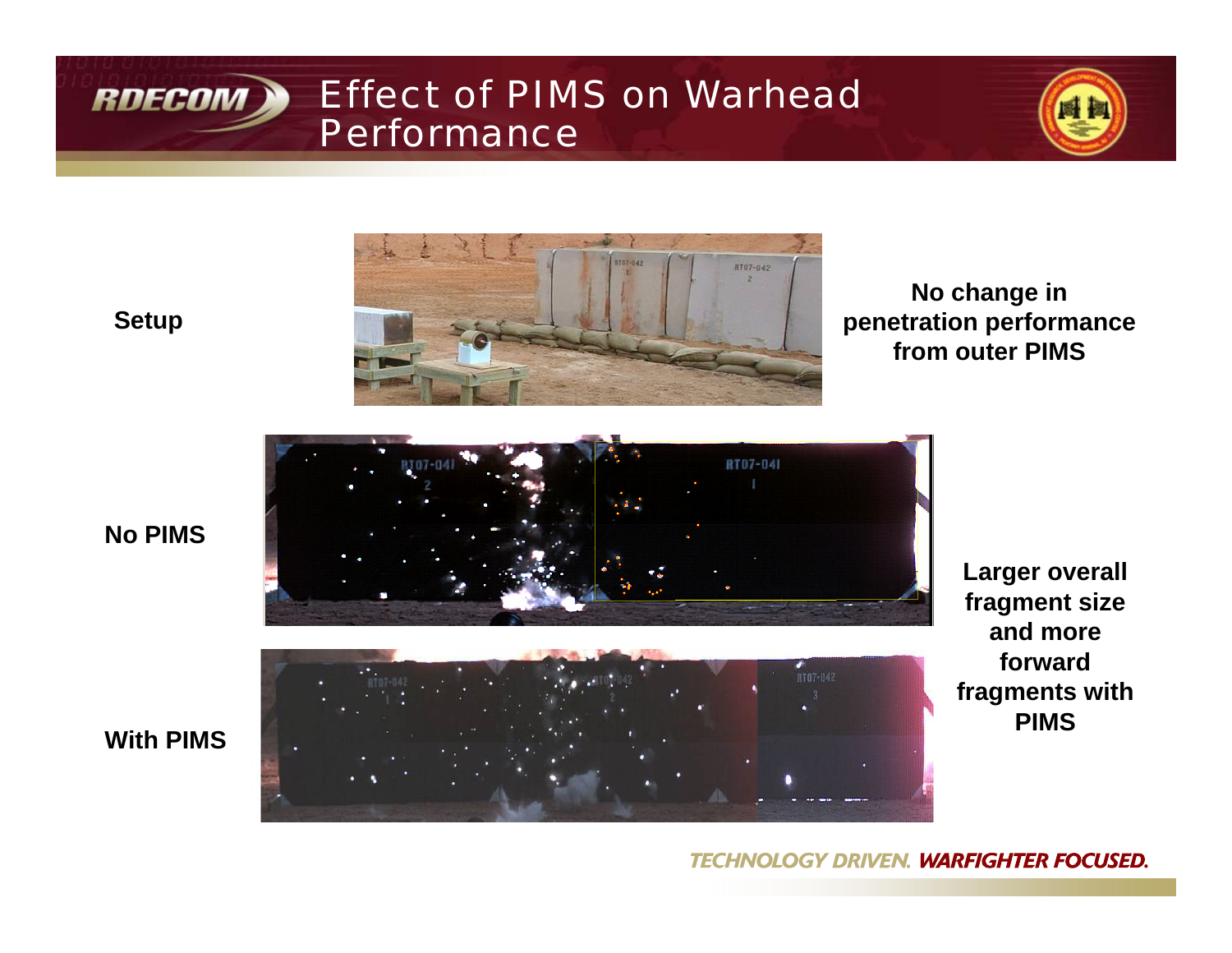# Effect of PIMS on Warhead Performance

**Setup**

**No change in penetration performance from outer PIMS**

**No PIMS**

**With PIMS**

**Larger overall fragment size and more forward fragments with PIMS**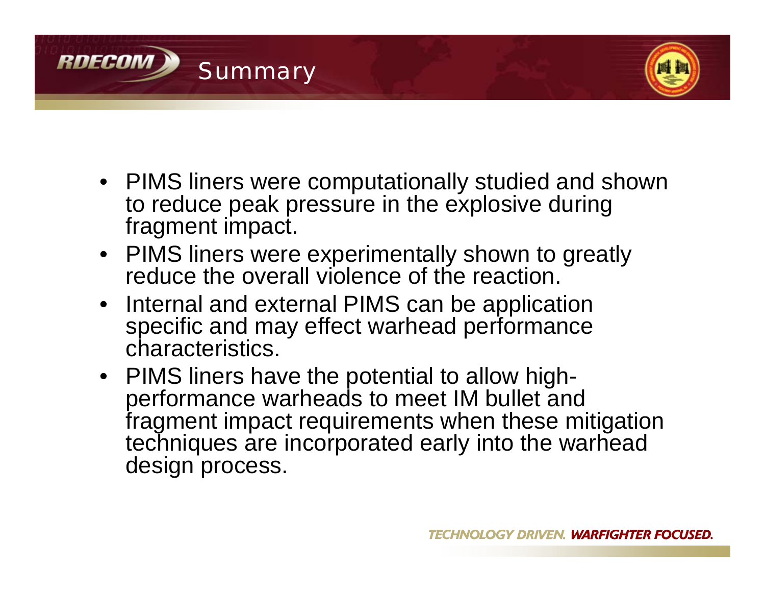# Summary

- PIMS liners were computationally studied and shown to reduce peak pressure in the explosive during fragment impact.
- PIMS liners were experimentally shown to greatly reduce the overall violence of the reaction.
- Internal and external PIMS can be application specific and may effect warhead performance characteristics.
- PIMS liners have the potential to allow high-performance warheads to meet IM bullet and fragment impact requirements when these mitigation techniques are incorporated early into the warhead design process.